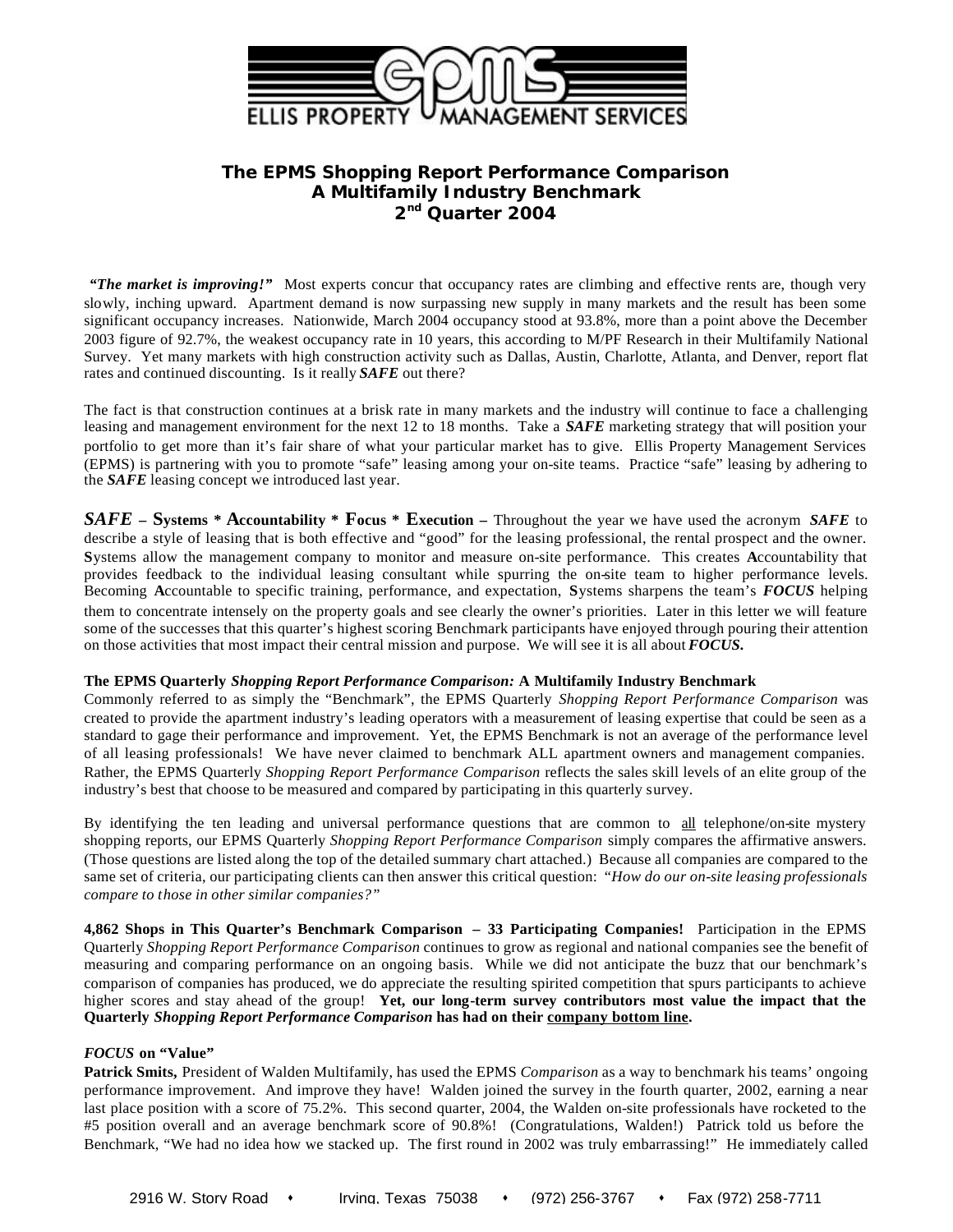# The EPMS Shopping Report Performance Comparison
## A Multifamily Industry Benchmark
## 2nd Quarter 2004

***"The market is improving!"*** Most experts concur that occupancy rates are climbing and effective rents are, though very slowly, inching upward. Apartment demand is now surpassing new supply in many markets and the result has been some significant occupancy increases. Nationwide, March 2004 occupancy stood at 93.8%, more than a point above the December 2003 figure of 92.7%, the weakest occupancy rate in 10 years, this according to M/PF Research in their Multifamily National Survey. Yet many markets with high construction activity such as Dallas, Austin, Charlotte, Atlanta, and Denver, report flat rates and continued discounting. Is it really ***SAFE*** out there?

The fact is that construction continues at a brisk rate in many markets and the industry will continue to face a challenging leasing and management environment for the next 12 to 18 months. Take a ***SAFE*** marketing strategy that will position your portfolio to get more than it's fair share of what your particular market has to give. Ellis Property Management Services (EPMS) is partnering with you to promote "safe" leasing among your on-site teams. Practice "safe" leasing by adhering to the ***SAFE*** leasing concept we introduced last year.

***SAFE*** **– Systems * Accountability * Focus * Execution –** Throughout the year we have used the acronym ***SAFE*** to describe a style of leasing that is both effective and "good" for the leasing professional, the rental prospect and the owner. **S**ystems allow the management company to monitor and measure on-site performance. This creates **A**ccountability that provides feedback to the individual leasing consultant while spurring the on-site team to higher performance levels. Becoming **A**ccountable to specific training, performance, and expectation, **S**ystems sharpens the team's ***FOCUS*** helping them to concentrate intensely on the property goals and see clearly the owner's priorities. Later in this letter we will feature some of the successes that this quarter's highest scoring Benchmark participants have enjoyed through pouring their attention on those activities that most impact their central mission and purpose. We will see it is all about ***FOCUS.***

**The EPMS Quarterly *Shopping Report Performance Comparison:* A Multifamily Industry Benchmark**

Commonly referred to as simply the "Benchmark", the EPMS Quarterly *Shopping Report Performance Comparison* was created to provide the apartment industry's leading operators with a measurement of leasing expertise that could be seen as a standard to gage their performance and improvement. Yet, the EPMS Benchmark is not an average of the performance level of all leasing professionals! We have never claimed to benchmark ALL apartment owners and management companies. Rather, the EPMS Quarterly *Shopping Report Performance Comparison* reflects the sales skill levels of an elite group of the industry's best that choose to be measured and compared by participating in this quarterly survey.

By identifying the ten leading and universal performance questions that are common to all telephone/on-site mystery shopping reports, our EPMS Quarterly *Shopping Report Performance Comparison* simply compares the affirmative answers. (Those questions are listed along the top of the detailed summary chart attached.) Because all companies are compared to the same set of criteria, our participating clients can then answer this critical question: "*How do our on-site leasing professionals compare to those in other similar companies?*"

**4,862 Shops in This Quarter's Benchmark Comparison – 33 Participating Companies!** Participation in the EPMS Quarterly *Shopping Report Performance Comparison* continues to grow as regional and national companies see the benefit of measuring and comparing performance on an ongoing basis. While we did not anticipate the buzz that our benchmark's comparison of companies has produced, we do appreciate the resulting spirited competition that spurs participants to achieve higher scores and stay ahead of the group! **Yet, our long-term survey contributors most value the impact that the Quarterly *Shopping Report Performance Comparison* has had on their company bottom line.**

***FOCUS*** **on "Value"**

**Patrick Smits,** President of Walden Multifamily, has used the EPMS *Comparison* as a way to benchmark his teams' ongoing performance improvement. And improve they have! Walden joined the survey in the fourth quarter, 2002, earning a near last place position with a score of 75.2%. This second quarter, 2004, the Walden on-site professionals have rocketed to the #5 position overall and an average benchmark score of 90.8%! (Congratulations, Walden!) Patrick told us before the Benchmark, "We had no idea how we stacked up. The first round in 2002 was truly embarrassing!" He immediately called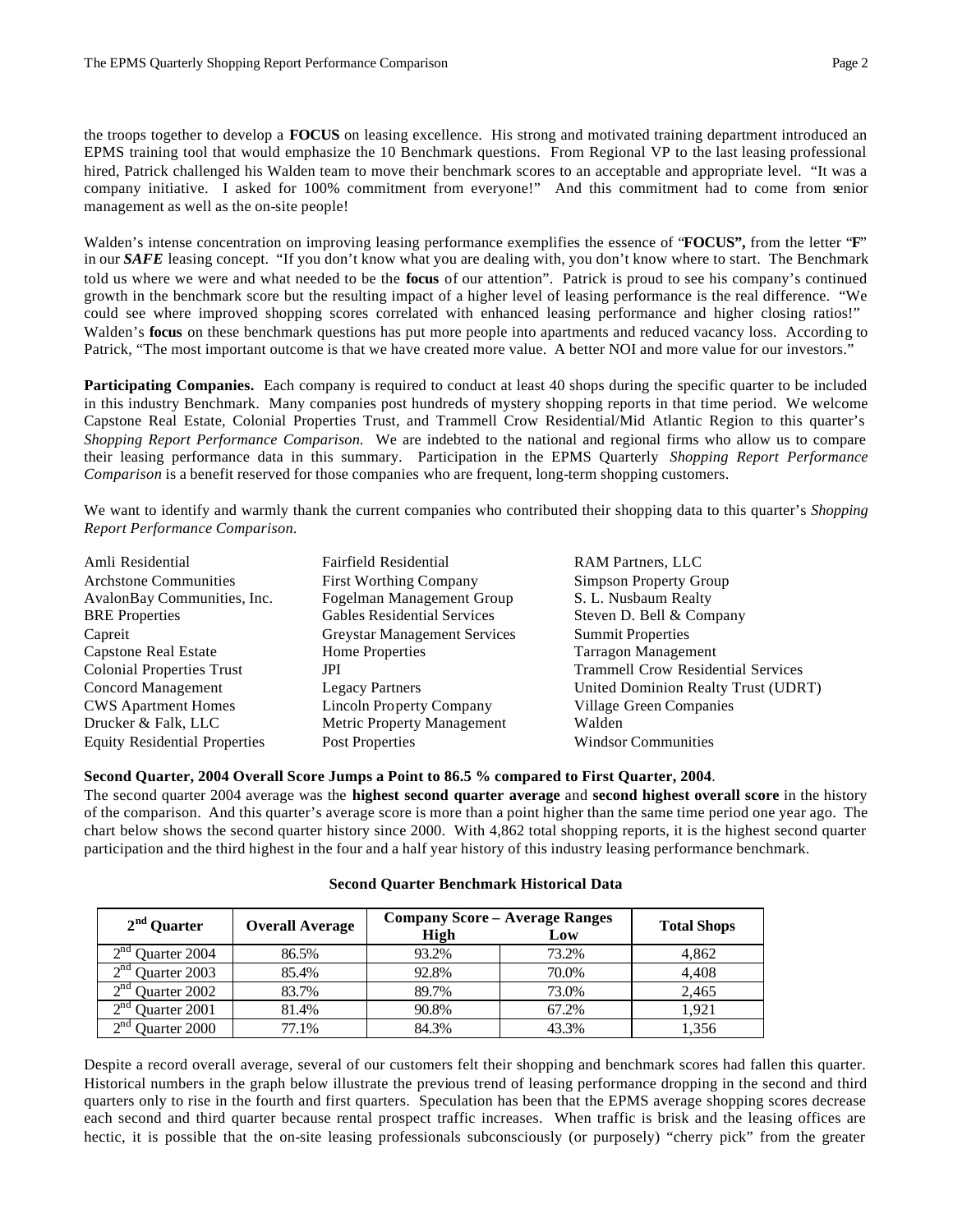the troops together to develop a **FOCUS** on leasing excellence. His strong and motivated training department introduced an EPMS training tool that would emphasize the 10 Benchmark questions. From Regional VP to the last leasing professional hired, Patrick challenged his Walden team to move their benchmark scores to an acceptable and appropriate level. "It was a company initiative. I asked for 100% commitment from everyone!" And this commitment had to come from senior management as well as the on-site people!

Walden's intense concentration on improving leasing performance exemplifies the essence of "**FOCUS",** from the letter "**F**" in our ***SAFE*** leasing concept. "If you don't know what you are dealing with, you don't know where to start. The Benchmark told us where we were and what needed to be the **focus** of our attention". Patrick is proud to see his company's continued growth in the benchmark score but the resulting impact of a higher level of leasing performance is the real difference. "We could see where improved shopping scores correlated with enhanced leasing performance and higher closing ratios!" Walden's **focus** on these benchmark questions has put more people into apartments and reduced vacancy loss. According to Patrick, "The most important outcome is that we have created more value. A better NOI and more value for our investors."

**Participating Companies.** Each company is required to conduct at least 40 shops during the specific quarter to be included in this industry Benchmark. Many companies post hundreds of mystery shopping reports in that time period. We welcome Capstone Real Estate, Colonial Properties Trust, and Trammell Crow Residential/Mid Atlantic Region to this quarter's *Shopping Report Performance Comparison.* We are indebted to the national and regional firms who allow us to compare their leasing performance data in this summary. Participation in the EPMS Quarterly *Shopping Report Performance Comparison* is a benefit reserved for those companies who are frequent, long-term shopping customers.

We want to identify and warmly thank the current companies who contributed their shopping data to this quarter's *Shopping Report Performance Comparison*.

Amli Residential
Archstone Communities
AvalonBay Communities, Inc.
BRE Properties
Capreit
Capstone Real Estate
Colonial Properties Trust
Concord Management
CWS Apartment Homes
Drucker & Falk, LLC
Equity Residential Properties
Fairfield Residential
First Worthing Company
Fogelman Management Group
Gables Residential Services
Greystar Management Services
Home Properties
JPI
Legacy Partners
Lincoln Property Company
Metric Property Management
Post Properties
RAM Partners, LLC
Simpson Property Group
S. L. Nusbaum Realty
Steven D. Bell & Company
Summit Properties
Tarragon Management
Trammell Crow Residential Services
United Dominion Realty Trust (UDRT)
Village Green Companies
Walden
Windsor Communities

**Second Quarter, 2004 Overall Score Jumps a Point to 86.5 % compared to First Quarter, 2004**.

The second quarter 2004 average was the **highest second quarter average** and **second highest overall score** in the history of the comparison. And this quarter's average score is more than a point higher than the same time period one year ago. The chart below shows the second quarter history since 2000. With 4,862 total shopping reports, it is the highest second quarter participation and the third highest in the four and a half year history of this industry leasing performance benchmark.

**Second Quarter Benchmark Historical Data**

| 2nd Quarter | Overall Average | Company Score – Average Ranges | | Total Shops |
|---|---|---|---|---|
| | | High | Low | |
| 2nd Quarter 2004 | 86.5% | 93.2% | 73.2% | 4,862 |
| 2nd Quarter 2003 | 85.4% | 92.8% | 70.0% | 4,408 |
| 2nd Quarter 2002 | 83.7% | 89.7% | 73.0% | 2,465 |
| 2nd Quarter 2001 | 81.4% | 90.8% | 67.2% | 1,921 |
| 2nd Quarter 2000 | 77.1% | 84.3% | 43.3% | 1,356 |

Despite a record overall average, several of our customers felt their shopping and benchmark scores had fallen this quarter. Historical numbers in the graph below illustrate the previous trend of leasing performance dropping in the second and third quarters only to rise in the fourth and first quarters. Speculation has been that the EPMS average shopping scores decrease each second and third quarter because rental prospect traffic increases. When traffic is brisk and the leasing offices are hectic, it is possible that the on-site leasing professionals subconsciously (or purposely) "cherry pick" from the greater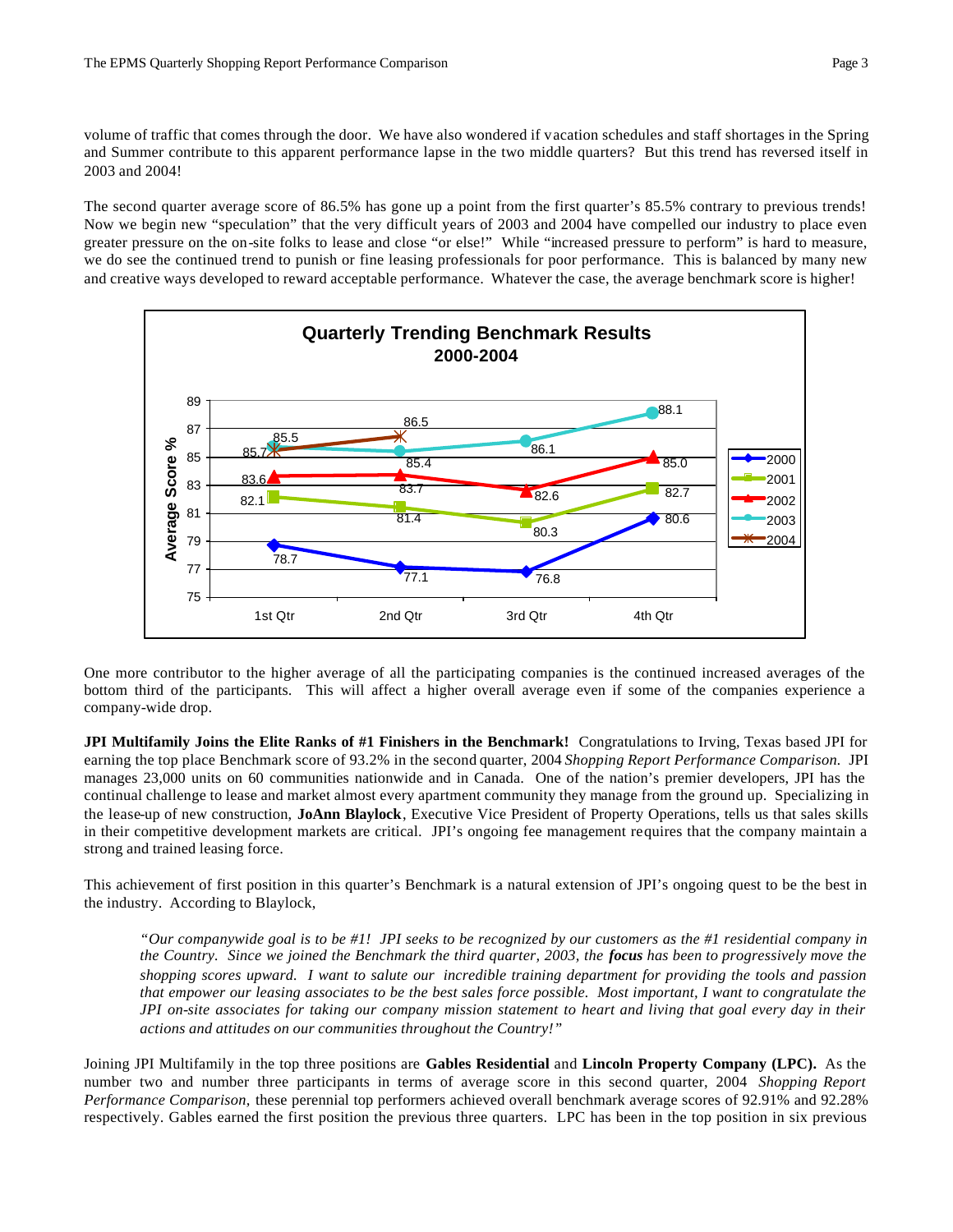volume of traffic that comes through the door. We have also wondered if vacation schedules and staff shortages in the Spring and Summer contribute to this apparent performance lapse in the two middle quarters? But this trend has reversed itself in 2003 and 2004!

The second quarter average score of 86.5% has gone up a point from the first quarter's 85.5% contrary to previous trends! Now we begin new "speculation" that the very difficult years of 2003 and 2004 have compelled our industry to place even greater pressure on the on-site folks to lease and close "or else!" While "increased pressure to perform" is hard to measure, we do see the continued trend to punish or fine leasing professionals for poor performance. This is balanced by many new and creative ways developed to reward acceptable performance. Whatever the case, the average benchmark score is higher!

**Quarterly Trending Benchmark Results**
**2000-2004**

Average Score %

| | 1st Qtr | 2nd Qtr | 3rd Qtr | 4th Qtr |
|---|---|---|---|---|
| 2000 | 78.7 | 77.1 | 76.8 | 80.6 |
| 2001 | 82.1 | 81.4 | 80.3 | 82.7 |
| 2002 | 83.6 | 83.7 | 82.6 | 85.0 |
| 2003 | 85.7 | 85.4 | 86.1 | 88.1 |
| 2004 | 85.5 | 86.5 | | |

One more contributor to the higher average of all the participating companies is the continued increased averages of the bottom third of the participants. This will affect a higher overall average even if some of the companies experience a company-wide drop.

**JPI Multifamily Joins the Elite Ranks of #1 Finishers in the Benchmark!** Congratulations to Irving, Texas based JPI for earning the top place Benchmark score of 93.2% in the second quarter, 2004 *Shopping Report Performance Comparison.* JPI manages 23,000 units on 60 communities nationwide and in Canada. One of the nation's premier developers, JPI has the continual challenge to lease and market almost every apartment community they manage from the ground up. Specializing in the lease-up of new construction, **JoAnn Blaylock**, Executive Vice President of Property Operations, tells us that sales skills in their competitive development markets are critical. JPI's ongoing fee management requires that the company maintain a strong and trained leasing force.

This achievement of first position in this quarter's Benchmark is a natural extension of JPI's ongoing quest to be the best in the industry. According to Blaylock,

> *"Our companywide goal is to be #1! JPI seeks to be recognized by our customers as the #1 residential company in the Country. Since we joined the Benchmark the third quarter, 2003, the* ***focus*** *has been to progressively move the shopping scores upward. I want to salute our incredible training department for providing the tools and passion that empower our leasing associates to be the best sales force possible. Most important, I want to congratulate the JPI on-site associates for taking our company mission statement to heart and living that goal every day in their actions and attitudes on our communities throughout the Country!"*

Joining JPI Multifamily in the top three positions are **Gables Residential** and **Lincoln Property Company (LPC).** As the number two and number three participants in terms of average score in this second quarter, 2004 *Shopping Report Performance Comparison,* these perennial top performers achieved overall benchmark average scores of 92.91% and 92.28% respectively. Gables earned the first position the previous three quarters. LPC has been in the top position in six previous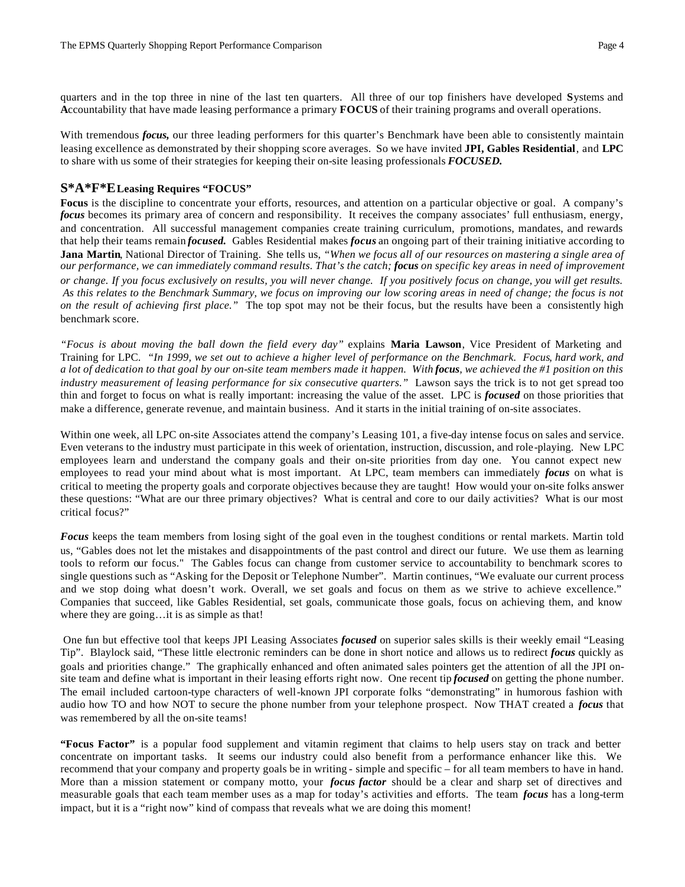quarters and in the top three in nine of the last ten quarters. All three of our top finishers have developed **S**ystems and **A**ccountability that have made leasing performance a primary **FOCUS** of their training programs and overall operations.

With tremendous ***focus,*** our three leading performers for this quarter's Benchmark have been able to consistently maintain leasing excellence as demonstrated by their shopping score averages. So we have invited **JPI, Gables Residential**, and **LPC** to share with us some of their strategies for keeping their on-site leasing professionals ***FOCUSED.***

## S*A*F*E Leasing Requires "FOCUS"

**Focus** is the discipline to concentrate your efforts, resources, and attention on a particular objective or goal. A company's ***focus*** becomes its primary area of concern and responsibility. It receives the company associates' full enthusiasm, energy, and concentration. All successful management companies create training curriculum, promotions, mandates, and rewards that help their teams remain ***focused.*** Gables Residential makes ***focus*** an ongoing part of their training initiative according to **Jana Martin**, National Director of Training. She tells us, *"When we focus all of our resources on mastering a single area of our performance, we can immediately command results. That's the catch;* ***focus*** *on specific key areas in need of improvement or change. If you focus exclusively on results, you will never change. If you positively focus on change, you will get results. As this relates to the Benchmark Summary, we focus on improving our low scoring areas in need of change; the focus is not on the result of achieving first place."* The top spot may not be their focus, but the results have been a consistently high benchmark score.

*"Focus is about moving the ball down the field every day"* explains **Maria Lawson**, Vice President of Marketing and Training for LPC. *"In 1999, we set out to achieve a higher level of performance on the Benchmark. Focus, hard work, and a lot of dedication to that goal by our on-site team members made it happen. With* ***focus****, we achieved the #1 position on this industry measurement of leasing performance for six consecutive quarters."* Lawson says the trick is to not get spread too thin and forget to focus on what is really important: increasing the value of the asset. LPC is ***focused*** on those priorities that make a difference, generate revenue, and maintain business. And it starts in the initial training of on-site associates.

Within one week, all LPC on-site Associates attend the company's Leasing 101, a five-day intense focus on sales and service. Even veterans to the industry must participate in this week of orientation, instruction, discussion, and role-playing. New LPC employees learn and understand the company goals and their on-site priorities from day one. You cannot expect new employees to read your mind about what is most important. At LPC, team members can immediately ***focus*** on what is critical to meeting the property goals and corporate objectives because they are taught! How would your on-site folks answer these questions: "What are our three primary objectives? What is central and core to our daily activities? What is our most critical focus?"

***Focus*** keeps the team members from losing sight of the goal even in the toughest conditions or rental markets. Martin told us, "Gables does not let the mistakes and disappointments of the past control and direct our future. We use them as learning tools to reform our focus." The Gables focus can change from customer service to accountability to benchmark scores to single questions such as "Asking for the Deposit or Telephone Number". Martin continues, "We evaluate our current process and we stop doing what doesn't work. Overall, we set goals and focus on them as we strive to achieve excellence." Companies that succeed, like Gables Residential, set goals, communicate those goals, focus on achieving them, and know where they are going…it is as simple as that!

One fun but effective tool that keeps JPI Leasing Associates ***focused*** on superior sales skills is their weekly email "Leasing Tip". Blaylock said, "These little electronic reminders can be done in short notice and allows us to redirect ***focus*** quickly as goals and priorities change." The graphically enhanced and often animated sales pointers get the attention of all the JPI on-site team and define what is important in their leasing efforts right now. One recent tip ***focused*** on getting the phone number. The email included cartoon-type characters of well-known JPI corporate folks "demonstrating" in humorous fashion with audio how TO and how NOT to secure the phone number from your telephone prospect. Now THAT created a ***focus*** that was remembered by all the on-site teams!

**"Focus Factor"** is a popular food supplement and vitamin regiment that claims to help users stay on track and better concentrate on important tasks. It seems our industry could also benefit from a performance enhancer like this. We recommend that your company and property goals be in writing - simple and specific – for all team members to have in hand. More than a mission statement or company motto, your ***focus factor*** should be a clear and sharp set of directives and measurable goals that each team member uses as a map for today's activities and efforts. The team ***focus*** has a long-term impact, but it is a "right now" kind of compass that reveals what we are doing this moment!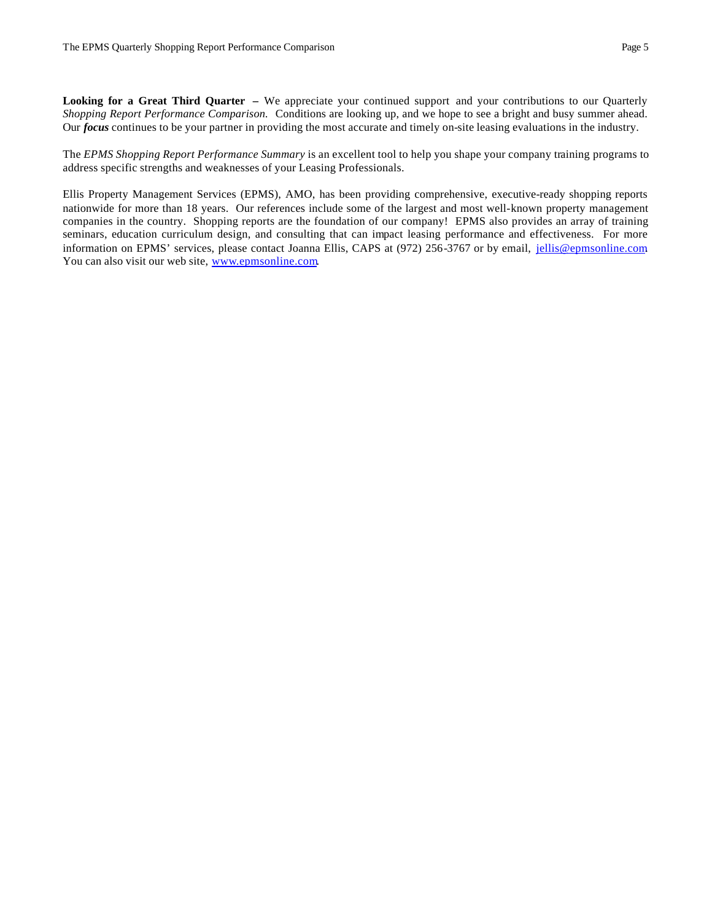**Looking for a Great Third Quarter –** We appreciate your continued support and your contributions to our Quarterly *Shopping Report Performance Comparison.* Conditions are looking up, and we hope to see a bright and busy summer ahead. Our ***focus*** continues to be your partner in providing the most accurate and timely on-site leasing evaluations in the industry.

The *EPMS Shopping Report Performance Summary* is an excellent tool to help you shape your company training programs to address specific strengths and weaknesses of your Leasing Professionals.

Ellis Property Management Services (EPMS), AMO, has been providing comprehensive, executive-ready shopping reports nationwide for more than 18 years. Our references include some of the largest and most well-known property management companies in the country. Shopping reports are the foundation of our company! EPMS also provides an array of training seminars, education curriculum design, and consulting that can impact leasing performance and effectiveness. For more information on EPMS' services, please contact Joanna Ellis, CAPS at (972) 256-3767 or by email, [jellis@epmsonline.com](mailto:jellis@epmsonline.com). You can also visit our web site, [www.epmsonline.com](http://www.epmsonline.com).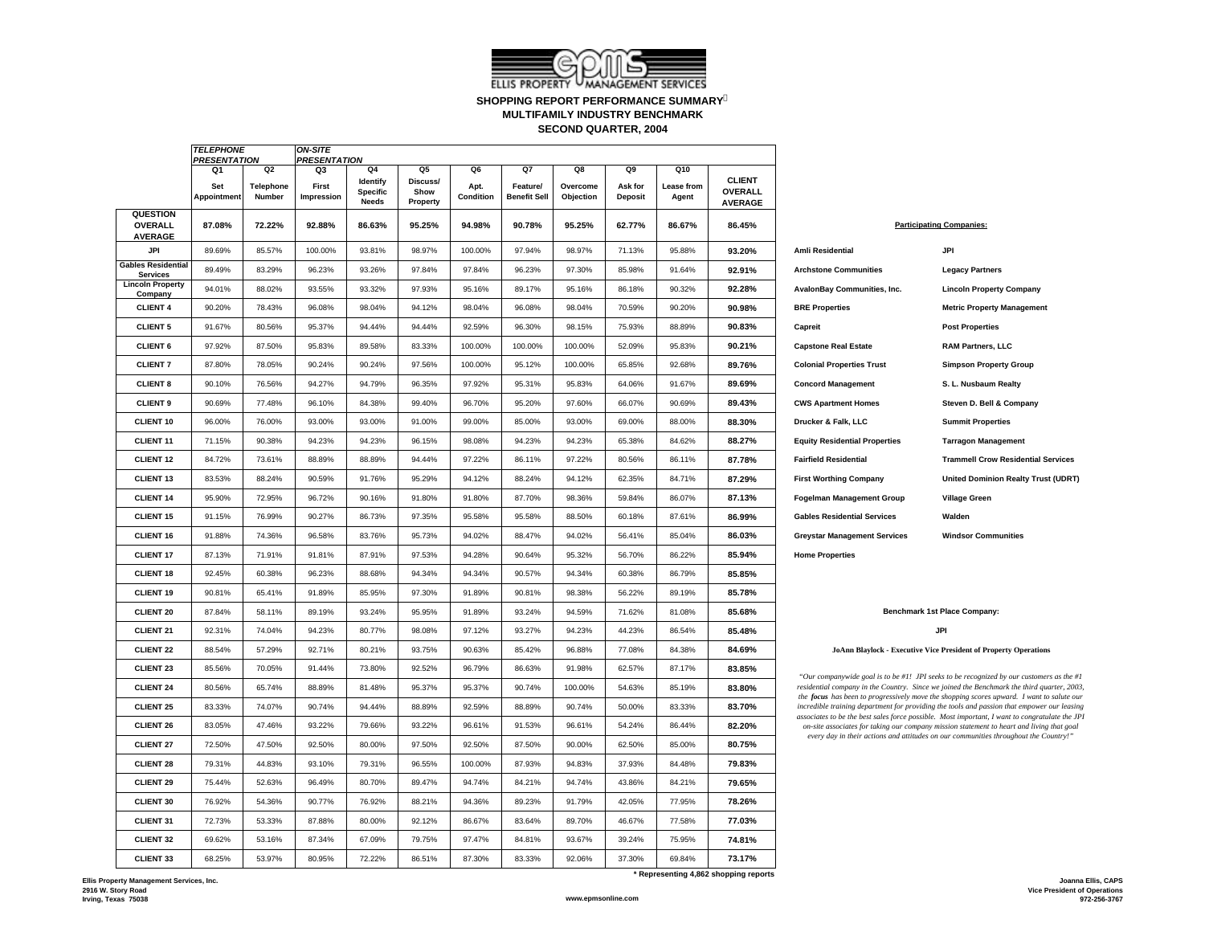ELLIS PROPERTY MANAGEMENT SERVICES

# SHOPPING REPORT PERFORMANCE SUMMARY
## MULTIFAMILY INDUSTRY BENCHMARK
## SECOND QUARTER, 2004

| | TELEPHONE PRESENTATION | | ON-SITE PRESENTATION | | | | | | | | |
|---|---|---|---|---|---|---|---|---|---|---|---|
| | Q1 Set Appointment | Q2 Telephone Number | Q3 First Impression | Q4 Identify Specific Needs | Q5 Discuss/ Show Property | Q6 Apt. Condition | Q7 Feature/ Benefit Sell | Q8 Overcome Objection | Q9 Ask for Deposit | Q10 Lease from Agent | CLIENT OVERALL AVERAGE |
| **QUESTION OVERALL AVERAGE** | **87.08%** | **72.22%** | **92.88%** | **86.63%** | **95.25%** | **94.98%** | **90.78%** | **95.25%** | **62.77%** | **86.67%** | **86.45%** |
| **JPI** | 89.69% | 85.57% | 100.00% | 93.81% | 98.97% | 100.00% | 97.94% | 98.97% | 71.13% | 95.88% | **93.20%** |
| **Gables Residential Services** | 89.49% | 83.29% | 96.23% | 93.26% | 97.84% | 97.84% | 96.23% | 97.30% | 85.98% | 91.64% | **92.91%** |
| **Lincoln Property Company** | 94.01% | 88.02% | 93.55% | 93.32% | 97.93% | 95.16% | 89.17% | 95.16% | 86.18% | 90.32% | **92.28%** |
| **CLIENT 4** | 90.20% | 78.43% | 96.08% | 98.04% | 94.12% | 98.04% | 96.08% | 98.04% | 70.59% | 90.20% | **90.98%** |
| **CLIENT 5** | 91.67% | 80.56% | 95.37% | 94.44% | 94.44% | 92.59% | 96.30% | 98.15% | 75.93% | 88.89% | **90.83%** |
| **CLIENT 6** | 97.92% | 87.50% | 95.83% | 89.58% | 83.33% | 100.00% | 100.00% | 100.00% | 52.09% | 95.83% | **90.21%** |
| **CLIENT 7** | 87.80% | 78.05% | 90.24% | 90.24% | 97.56% | 100.00% | 95.12% | 100.00% | 65.85% | 92.68% | **89.76%** |
| **CLIENT 8** | 90.10% | 76.56% | 94.27% | 94.79% | 96.35% | 97.92% | 95.31% | 95.83% | 64.06% | 91.67% | **89.69%** |
| **CLIENT 9** | 90.69% | 77.48% | 96.10% | 84.38% | 99.40% | 96.70% | 95.20% | 97.60% | 66.07% | 90.69% | **89.43%** |
| **CLIENT 10** | 96.00% | 76.00% | 93.00% | 93.00% | 91.00% | 99.00% | 85.00% | 93.00% | 69.00% | 88.00% | **88.30%** |
| **CLIENT 11** | 71.15% | 90.38% | 94.23% | 94.23% | 96.15% | 98.08% | 94.23% | 94.23% | 65.38% | 84.62% | **88.27%** |
| **CLIENT 12** | 84.72% | 73.61% | 88.89% | 88.89% | 94.44% | 97.22% | 86.11% | 97.22% | 80.56% | 86.11% | **87.78%** |
| **CLIENT 13** | 83.53% | 88.24% | 90.59% | 91.76% | 95.29% | 94.12% | 88.24% | 94.12% | 62.35% | 84.71% | **87.29%** |
| **CLIENT 14** | 95.90% | 72.95% | 96.72% | 90.16% | 91.80% | 91.80% | 87.70% | 98.36% | 59.84% | 86.07% | **87.13%** |
| **CLIENT 15** | 91.15% | 76.99% | 90.27% | 86.73% | 97.35% | 95.58% | 95.58% | 88.50% | 60.18% | 87.61% | **86.99%** |
| **CLIENT 16** | 91.88% | 74.36% | 96.58% | 83.76% | 95.73% | 94.02% | 88.47% | 94.02% | 56.41% | 85.04% | **86.03%** |
| **CLIENT 17** | 87.13% | 71.91% | 91.81% | 87.91% | 97.53% | 94.28% | 90.64% | 95.32% | 56.70% | 86.22% | **85.94%** |
| **CLIENT 18** | 92.45% | 60.38% | 96.23% | 88.68% | 94.34% | 94.34% | 90.57% | 94.34% | 60.38% | 86.79% | **85.85%** |
| **CLIENT 19** | 90.81% | 65.41% | 91.89% | 85.95% | 97.30% | 91.89% | 90.81% | 98.38% | 56.22% | 89.19% | **85.78%** |
| **CLIENT 20** | 87.84% | 58.11% | 89.19% | 93.24% | 95.95% | 91.89% | 93.24% | 94.59% | 71.62% | 81.08% | **85.68%** |
| **CLIENT 21** | 92.31% | 74.04% | 94.23% | 80.77% | 98.08% | 97.12% | 93.27% | 94.23% | 44.23% | 86.54% | **85.48%** |
| **CLIENT 22** | 88.54% | 57.29% | 92.71% | 80.21% | 93.75% | 90.63% | 85.42% | 96.88% | 77.08% | 84.38% | **84.69%** |
| **CLIENT 23** | 85.56% | 70.05% | 91.44% | 73.80% | 92.52% | 96.79% | 86.63% | 91.98% | 62.57% | 87.17% | **83.85%** |
| **CLIENT 24** | 80.56% | 65.74% | 88.89% | 81.48% | 95.37% | 95.37% | 90.74% | 100.00% | 54.63% | 85.19% | **83.80%** |
| **CLIENT 25** | 83.33% | 74.07% | 90.74% | 94.44% | 88.89% | 92.59% | 88.89% | 90.74% | 50.00% | 83.33% | **83.70%** |
| **CLIENT 26** | 83.05% | 47.46% | 93.22% | 79.66% | 93.22% | 96.61% | 91.53% | 96.61% | 54.24% | 86.44% | **82.20%** |
| **CLIENT 27** | 72.50% | 47.50% | 92.50% | 80.00% | 97.50% | 92.50% | 87.50% | 90.00% | 62.50% | 85.00% | **80.75%** |
| **CLIENT 28** | 79.31% | 44.83% | 93.10% | 79.31% | 96.55% | 100.00% | 87.93% | 94.83% | 37.93% | 84.48% | **79.83%** |
| **CLIENT 29** | 75.44% | 52.63% | 96.49% | 80.70% | 89.47% | 94.74% | 84.21% | 94.74% | 43.86% | 84.21% | **79.65%** |
| **CLIENT 30** | 76.92% | 54.36% | 90.77% | 76.92% | 88.21% | 94.36% | 89.23% | 91.79% | 42.05% | 77.95% | **78.26%** |
| **CLIENT 31** | 72.73% | 53.33% | 87.88% | 80.00% | 92.12% | 86.67% | 83.64% | 89.70% | 46.67% | 77.58% | **77.03%** |
| **CLIENT 32** | 69.62% | 53.16% | 87.34% | 67.09% | 79.75% | 97.47% | 84.81% | 93.67% | 39.24% | 75.95% | **74.81%** |
| **CLIENT 33** | 68.25% | 53.97% | 80.95% | 72.22% | 86.51% | 87.30% | 83.33% | 92.06% | 37.30% | 69.84% | **73.17%** |

\* Representing 4,862 shopping reports

**Participating Companies:**

| | |
|---|---|
| **Amli Residential** | **JPI** |
| **Archstone Communities** | **Legacy Partners** |
| **AvalonBay Communities, Inc.** | **Lincoln Property Company** |
| **BRE Properties** | **Metric Property Management** |
| **Capreit** | **Post Properties** |
| **Capstone Real Estate** | **RAM Partners, LLC** |
| **Colonial Properties Trust** | **Simpson Property Group** |
| **Concord Management** | **S. L. Nusbaum Realty** |
| **CWS Apartment Homes** | **Steven D. Bell & Company** |
| **Drucker & Falk, LLC** | **Summit Properties** |
| **Equity Residential Properties** | **Tarragon Management** |
| **Fairfield Residential** | **Trammell Crow Residential Services** |
| **First Worthing Company** | **United Dominion Realty Trust (UDRT)** |
| **Fogelman Management Group** | **Village Green** |
| **Gables Residential Services** | **Walden** |
| **Greystar Management Services** | **Windsor Communities** |
| **Home Properties** | |

**Benchmark 1st Place Company:**

**JPI**

**JoAnn Blaylock - Executive Vice President of Property Operations**

*"Our companywide goal is to be #1! JPI seeks to be recognized by our customers as the #1 residential company in the Country. Since we joined the Benchmark the third quarter, 2003, the **focus** has been to progressively move the shopping scores upward. I want to salute our incredible training department for providing the tools and passion that empower our leasing associates to be the best sales force possible. Most important, I want to congratulate the JPI on-site associates for taking our company mission statement to heart and living that goal every day in their actions and attitudes on our communities throughout the Country!"*

**Ellis Property Management Services, Inc.**
**2916 W. Story Road**
**Irving, Texas 75038**

**www.epmsonline.com**

**Joanna Ellis, CAPS**
**Vice President of Operations**
**972-256-3767**